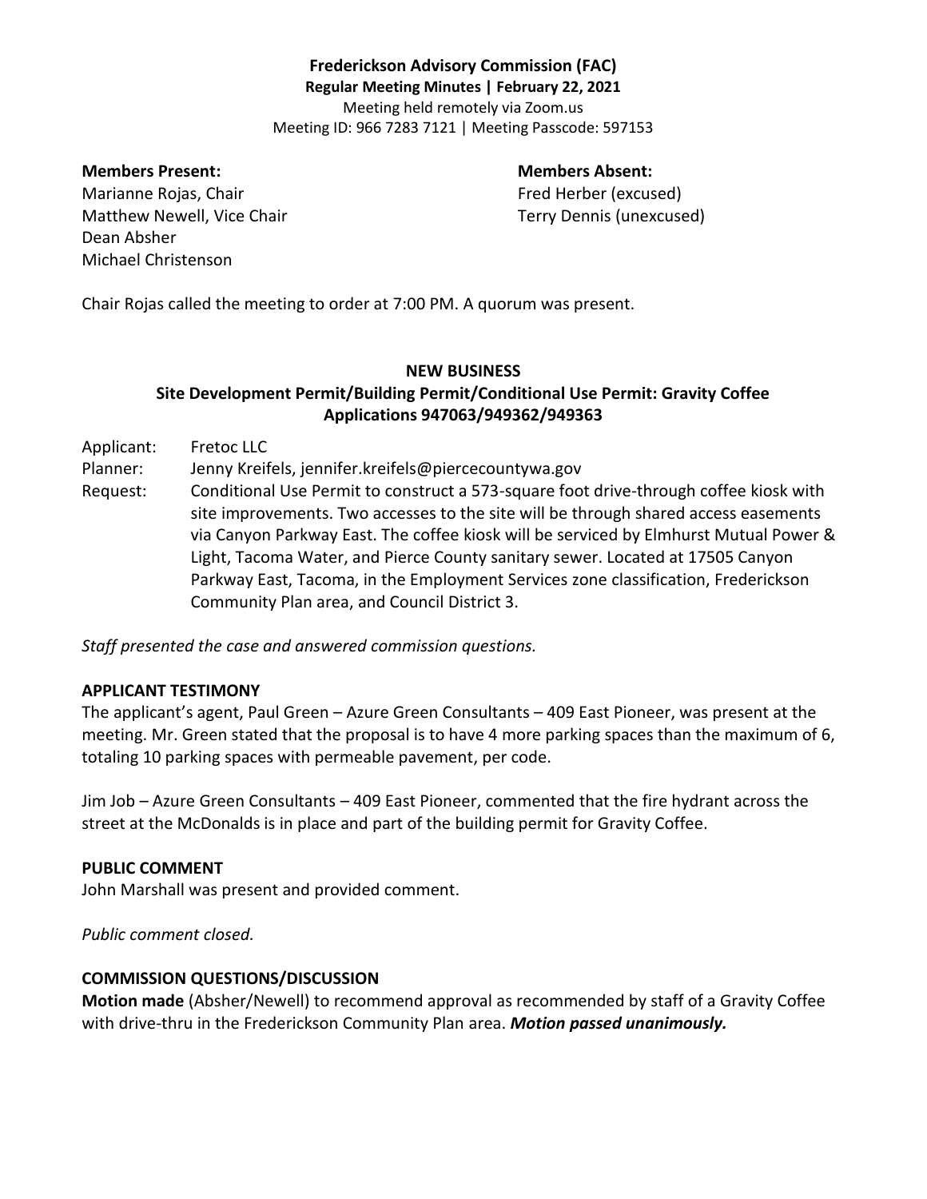# Frederickson Advisory Commission (FAC)

**Regular Meeting Minutes | February 22, 2021**

Meeting held remotely via Zoom.us

Meeting ID: 966 7283 7121 | Meeting Passcode: 597153

**Members Present:**

Marianne Rojas, Chair
Matthew Newell, Vice Chair
Dean Absher
Michael Christenson

**Members Absent:**

Fred Herber (excused)
Terry Dennis (unexcused)

Chair Rojas called the meeting to order at 7:00 PM. A quorum was present.

## NEW BUSINESS

### Site Development Permit/Building Permit/Conditional Use Permit: Gravity Coffee Applications 947063/949362/949363

Applicant: Fretoc LLC

Planner: Jenny Kreifels, jennifer.kreifels@piercecountywa.gov

Request: Conditional Use Permit to construct a 573-square foot drive-through coffee kiosk with site improvements. Two accesses to the site will be through shared access easements via Canyon Parkway East. The coffee kiosk will be serviced by Elmhurst Mutual Power & Light, Tacoma Water, and Pierce County sanitary sewer. Located at 17505 Canyon Parkway East, Tacoma, in the Employment Services zone classification, Frederickson Community Plan area, and Council District 3.

*Staff presented the case and answered commission questions.*

**APPLICANT TESTIMONY**

The applicant's agent, Paul Green – Azure Green Consultants – 409 East Pioneer, was present at the meeting. Mr. Green stated that the proposal is to have 4 more parking spaces than the maximum of 6, totaling 10 parking spaces with permeable pavement, per code.

Jim Job – Azure Green Consultants – 409 East Pioneer, commented that the fire hydrant across the street at the McDonalds is in place and part of the building permit for Gravity Coffee.

**PUBLIC COMMENT**

John Marshall was present and provided comment.

*Public comment closed.*

**COMMISSION QUESTIONS/DISCUSSION**

**Motion made** (Absher/Newell) to recommend approval as recommended by staff of a Gravity Coffee with drive-thru in the Frederickson Community Plan area. ***Motion passed unanimously.***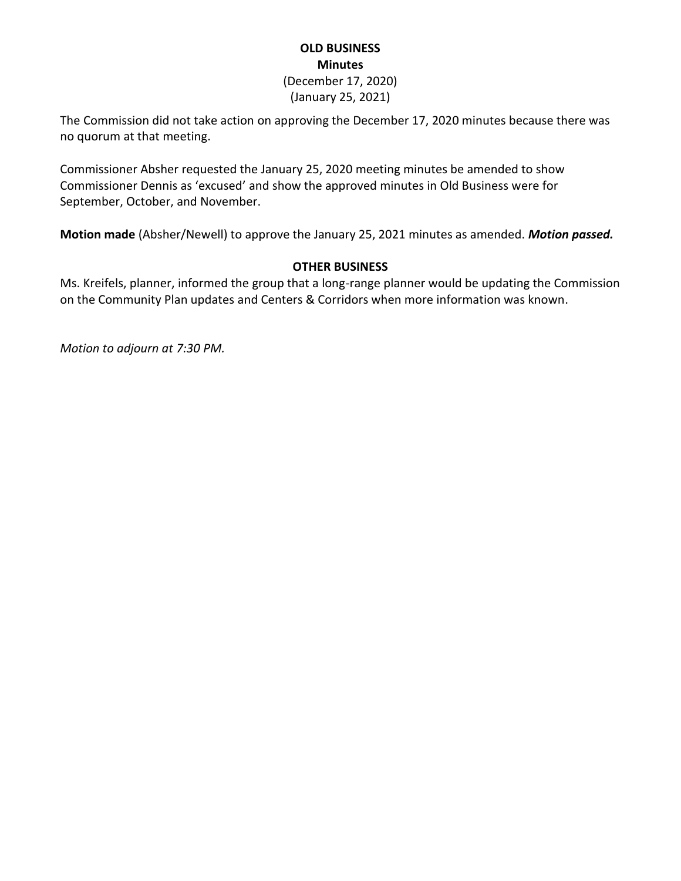## OLD BUSINESS

### Minutes

(December 17, 2020)
(January 25, 2021)

The Commission did not take action on approving the December 17, 2020 minutes because there was no quorum at that meeting.

Commissioner Absher requested the January 25, 2020 meeting minutes be amended to show Commissioner Dennis as 'excused' and show the approved minutes in Old Business were for September, October, and November.

**Motion made** (Absher/Newell) to approve the January 25, 2021 minutes as amended. ***Motion passed.***

## OTHER BUSINESS

Ms. Kreifels, planner, informed the group that a long-range planner would be updating the Commission on the Community Plan updates and Centers & Corridors when more information was known.

*Motion to adjourn at 7:30 PM.*